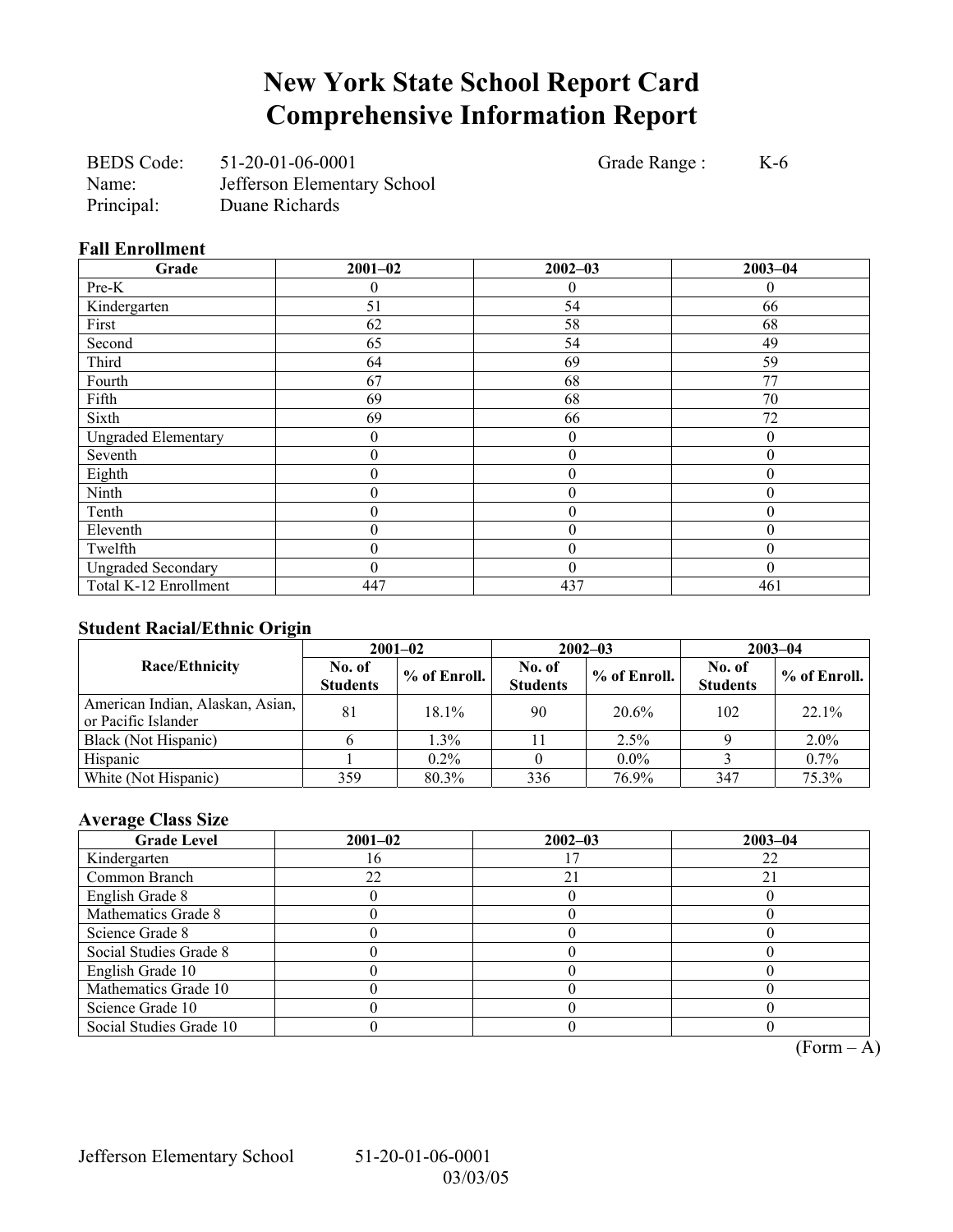# New York State School Report Card
# Comprehensive Information Report

BEDS Code: 51-20-01-06-0001 Grade Range : K-6
Name: Jefferson Elementary School
Principal: Duane Richards

### Fall Enrollment

| Grade | 2001–02 | 2002–03 | 2003–04 |
|---|---|---|---|
| Pre-K | 0 | 0 | 0 |
| Kindergarten | 51 | 54 | 66 |
| First | 62 | 58 | 68 |
| Second | 65 | 54 | 49 |
| Third | 64 | 69 | 59 |
| Fourth | 67 | 68 | 77 |
| Fifth | 69 | 68 | 70 |
| Sixth | 69 | 66 | 72 |
| Ungraded Elementary | 0 | 0 | 0 |
| Seventh | 0 | 0 | 0 |
| Eighth | 0 | 0 | 0 |
| Ninth | 0 | 0 | 0 |
| Tenth | 0 | 0 | 0 |
| Eleventh | 0 | 0 | 0 |
| Twelfth | 0 | 0 | 0 |
| Ungraded Secondary | 0 | 0 | 0 |
| Total K-12 Enrollment | 447 | 437 | 461 |

### Student Racial/Ethnic Origin

| Race/Ethnicity | 2001–02 | | 2002–03 | | 2003–04 | |
|---|---|---|---|---|---|---|
| | No. of Students | % of Enroll. | No. of Students | % of Enroll. | No. of Students | % of Enroll. |
| American Indian, Alaskan, Asian, or Pacific Islander | 81 | 18.1% | 90 | 20.6% | 102 | 22.1% |
| Black (Not Hispanic) | 6 | 1.3% | 11 | 2.5% | 9 | 2.0% |
| Hispanic | 1 | 0.2% | 0 | 0.0% | 3 | 0.7% |
| White (Not Hispanic) | 359 | 80.3% | 336 | 76.9% | 347 | 75.3% |

### Average Class Size

| Grade Level | 2001–02 | 2002–03 | 2003–04 |
|---|---|---|---|
| Kindergarten | 16 | 17 | 22 |
| Common Branch | 22 | 21 | 21 |
| English Grade 8 | 0 | 0 | 0 |
| Mathematics Grade 8 | 0 | 0 | 0 |
| Science Grade 8 | 0 | 0 | 0 |
| Social Studies Grade 8 | 0 | 0 | 0 |
| English Grade 10 | 0 | 0 | 0 |
| Mathematics Grade 10 | 0 | 0 | 0 |
| Science Grade 10 | 0 | 0 | 0 |
| Social Studies Grade 10 | 0 | 0 | 0 |

(Form – A)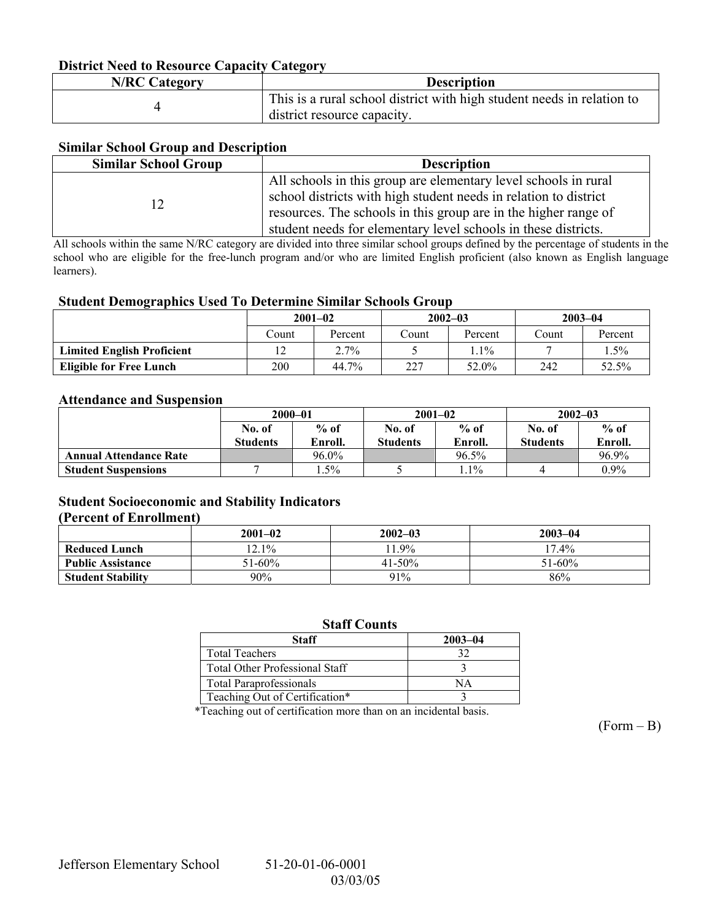### District Need to Resource Capacity Category

| N/RC Category | Description |
|---|---|
| 4 | This is a rural school district with high student needs in relation to district resource capacity. |

### Similar School Group and Description

| Similar School Group | Description |
|---|---|
| 12 | All schools in this group are elementary level schools in rural school districts with high student needs in relation to district resources. The schools in this group are in the higher range of student needs for elementary level schools in these districts. |

All schools within the same N/RC category are divided into three similar school groups defined by the percentage of students in the school who are eligible for the free-lunch program and/or who are limited English proficient (also known as English language learners).

### Student Demographics Used To Determine Similar Schools Group

| | 2001–02 | | 2002–03 | | 2003–04 | |
|---|---|---|---|---|---|---|
| | Count | Percent | Count | Percent | Count | Percent |
| **Limited English Proficient** | 12 | 2.7% | 5 | 1.1% | 7 | 1.5% |
| **Eligible for Free Lunch** | 200 | 44.7% | 227 | 52.0% | 242 | 52.5% |

### Attendance and Suspension

| | 2000–01 | | 2001–02 | | 2002–03 | |
|---|---|---|---|---|---|---|
| | No. of Students | % of Enroll. | No. of Students | % of Enroll. | No. of Students | % of Enroll. |
| **Annual Attendance Rate** | | 96.0% | | 96.5% | | 96.9% |
| **Student Suspensions** | 7 | 1.5% | 5 | 1.1% | 4 | 0.9% |

### Student Socioeconomic and Stability Indicators (Percent of Enrollment)

| | 2001–02 | 2002–03 | 2003–04 |
|---|---|---|---|
| **Reduced Lunch** | 12.1% | 11.9% | 17.4% |
| **Public Assistance** | 51-60% | 41-50% | 51-60% |
| **Student Stability** | 90% | 91% | 86% |

### Staff Counts

| Staff | 2003–04 |
|---|---|
| Total Teachers | 32 |
| Total Other Professional Staff | 3 |
| Total Paraprofessionals | NA |
| Teaching Out of Certification* | 3 |

*Teaching out of certification more than on an incidental basis.

(Form – B)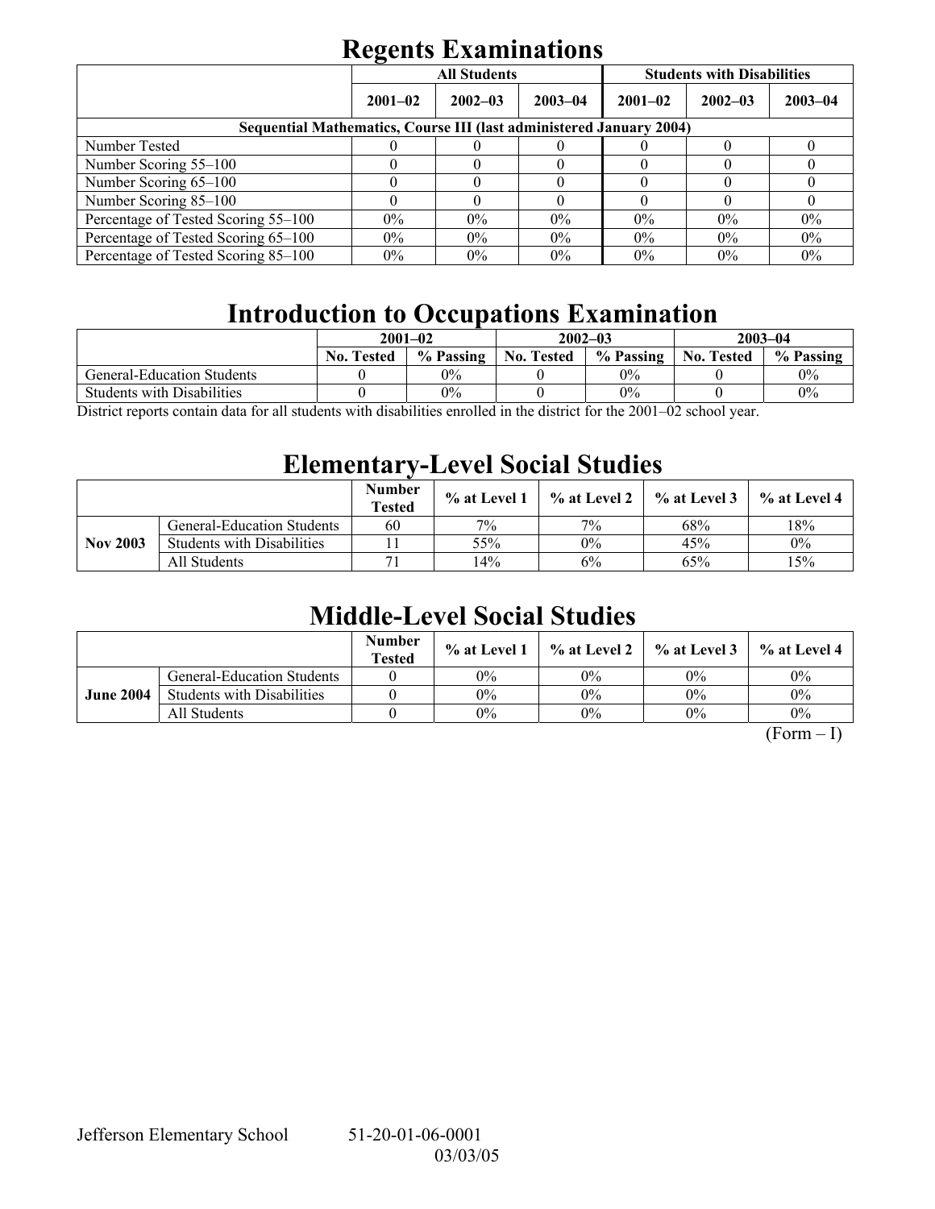# Regents Examinations

| | All Students | | | Students with Disabilities | | |
|---|---|---|---|---|---|---|
| | 2001–02 | 2002–03 | 2003–04 | 2001–02 | 2002–03 | 2003–04 |
| **Sequential Mathematics, Course III (last administered January 2004)** | | | | | | |
| Number Tested | 0 | 0 | 0 | 0 | 0 | 0 |
| Number Scoring 55–100 | 0 | 0 | 0 | 0 | 0 | 0 |
| Number Scoring 65–100 | 0 | 0 | 0 | 0 | 0 | 0 |
| Number Scoring 85–100 | 0 | 0 | 0 | 0 | 0 | 0 |
| Percentage of Tested Scoring 55–100 | 0% | 0% | 0% | 0% | 0% | 0% |
| Percentage of Tested Scoring 65–100 | 0% | 0% | 0% | 0% | 0% | 0% |
| Percentage of Tested Scoring 85–100 | 0% | 0% | 0% | 0% | 0% | 0% |

# Introduction to Occupations Examination

| | 2001–02 | | 2002–03 | | 2003–04 | |
|---|---|---|---|---|---|---|
| | No. Tested | % Passing | No. Tested | % Passing | No. Tested | % Passing |
| General-Education Students | 0 | 0% | 0 | 0% | 0 | 0% |
| Students with Disabilities | 0 | 0% | 0 | 0% | 0 | 0% |

District reports contain data for all students with disabilities enrolled in the district for the 2001–02 school year.

# Elementary-Level Social Studies

| | | Number Tested | % at Level 1 | % at Level 2 | % at Level 3 | % at Level 4 |
|---|---|---|---|---|---|---|
| **Nov 2003** | General-Education Students | 60 | 7% | 7% | 68% | 18% |
| | Students with Disabilities | 11 | 55% | 0% | 45% | 0% |
| | All Students | 71 | 14% | 6% | 65% | 15% |

# Middle-Level Social Studies

| | | Number Tested | % at Level 1 | % at Level 2 | % at Level 3 | % at Level 4 |
|---|---|---|---|---|---|---|
| **June 2004** | General-Education Students | 0 | 0% | 0% | 0% | 0% |
| | Students with Disabilities | 0 | 0% | 0% | 0% | 0% |
| | All Students | 0 | 0% | 0% | 0% | 0% |

(Form – I)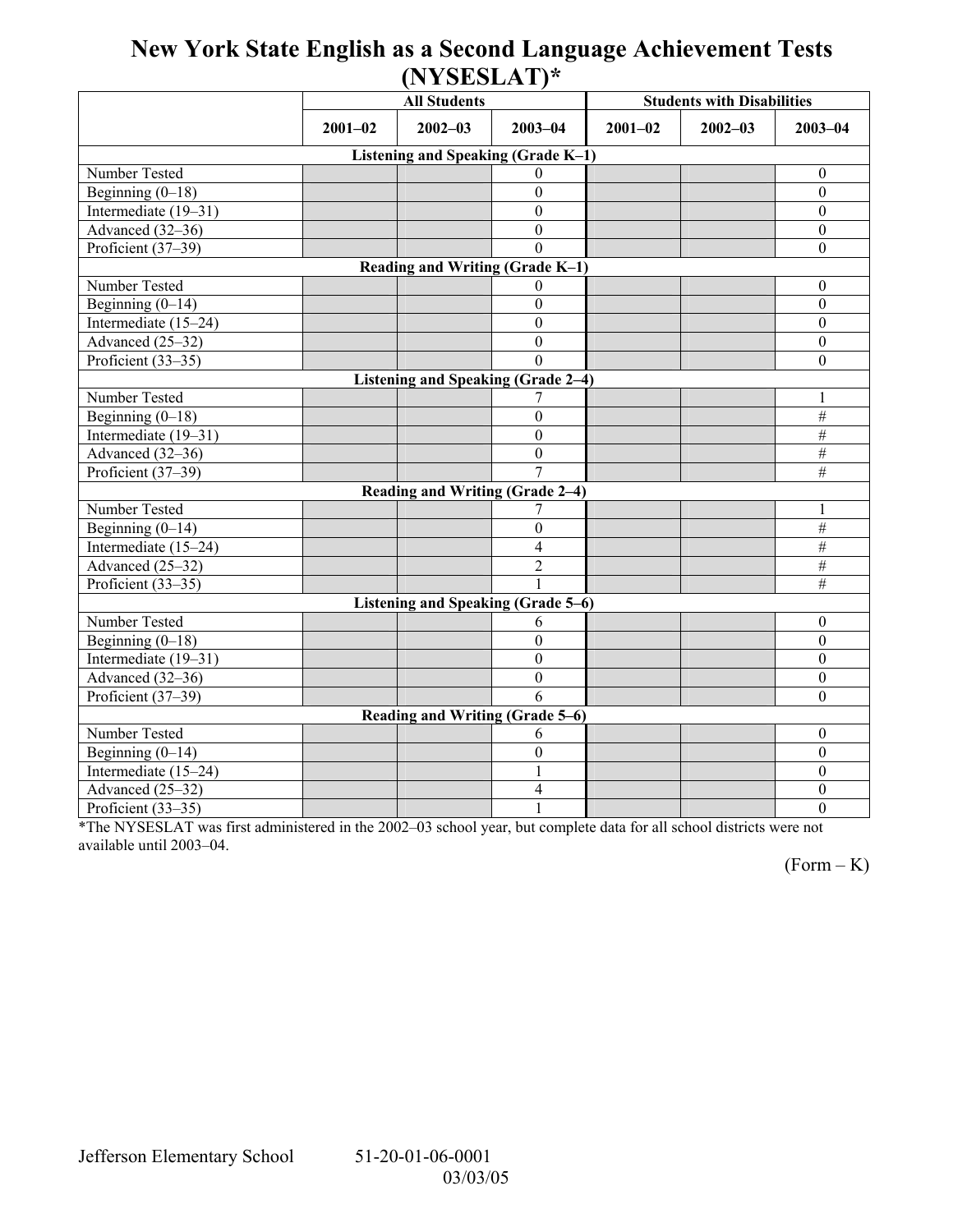# New York State English as a Second Language Achievement Tests (NYSESLAT)*

| | All Students | | | Students with Disabilities | | |
|---|---|---|---|---|---|---|
| | 2001–02 | 2002–03 | 2003–04 | 2001–02 | 2002–03 | 2003–04 |
| **Listening and Speaking (Grade K–1)** | | | | | | |
| Number Tested | | | 0 | | | 0 |
| Beginning (0–18) | | | 0 | | | 0 |
| Intermediate (19–31) | | | 0 | | | 0 |
| Advanced (32–36) | | | 0 | | | 0 |
| Proficient (37–39) | | | 0 | | | 0 |
| **Reading and Writing (Grade K–1)** | | | | | | |
| Number Tested | | | 0 | | | 0 |
| Beginning (0–14) | | | 0 | | | 0 |
| Intermediate (15–24) | | | 0 | | | 0 |
| Advanced (25–32) | | | 0 | | | 0 |
| Proficient (33–35) | | | 0 | | | 0 |
| **Listening and Speaking (Grade 2–4)** | | | | | | |
| Number Tested | | | 7 | | | 1 |
| Beginning (0–18) | | | 0 | | | # |
| Intermediate (19–31) | | | 0 | | | # |
| Advanced (32–36) | | | 0 | | | # |
| Proficient (37–39) | | | 7 | | | # |
| **Reading and Writing (Grade 2–4)** | | | | | | |
| Number Tested | | | 7 | | | 1 |
| Beginning (0–14) | | | 0 | | | # |
| Intermediate (15–24) | | | 4 | | | # |
| Advanced (25–32) | | | 2 | | | # |
| Proficient (33–35) | | | 1 | | | # |
| **Listening and Speaking (Grade 5–6)** | | | | | | |
| Number Tested | | | 6 | | | 0 |
| Beginning (0–18) | | | 0 | | | 0 |
| Intermediate (19–31) | | | 0 | | | 0 |
| Advanced (32–36) | | | 0 | | | 0 |
| Proficient (37–39) | | | 6 | | | 0 |
| **Reading and Writing (Grade 5–6)** | | | | | | |
| Number Tested | | | 6 | | | 0 |
| Beginning (0–14) | | | 0 | | | 0 |
| Intermediate (15–24) | | | 1 | | | 0 |
| Advanced (25–32) | | | 4 | | | 0 |
| Proficient (33–35) | | | 1 | | | 0 |

*The NYSESLAT was first administered in the 2002–03 school year, but complete data for all school districts were not available until 2003–04.

(Form – K)

Jefferson Elementary School 51-20-01-06-0001

03/03/05